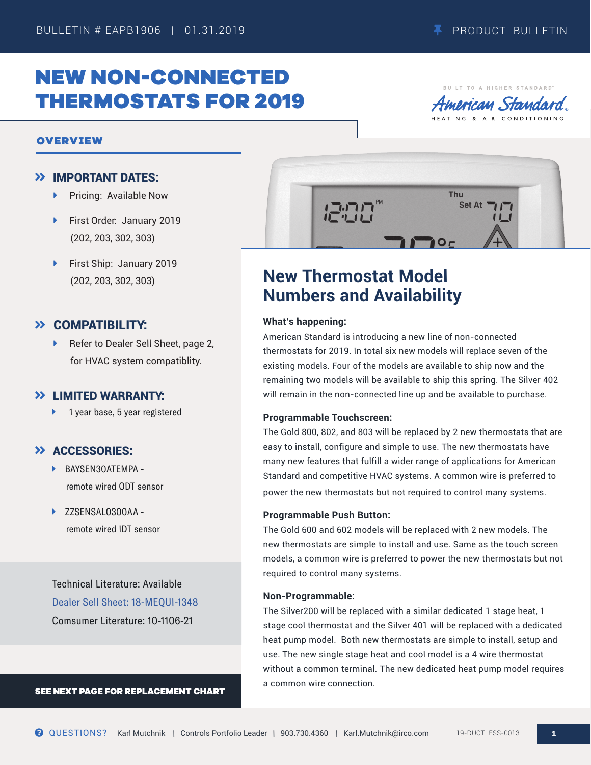BULLETIN # EAPB1906 | 01.31.2019

PRODUCT BULLETIN

# NEW NON-CONNECTED THERMOSTATS FOR 2019

BUILT TO A HIGHER STANDARD™
American Standard®
HEATING & AIR CONDITIONING

## OVERVIEW

### IMPORTANT DATES:

- Pricing: Available Now
- First Order: January 2019 (202, 203, 302, 303)
- First Ship: January 2019 (202, 203, 302, 303)

### COMPATIBILITY:

- Refer to Dealer Sell Sheet, page 2, for HVAC system compatiblity.

### LIMITED WARRANTY:

- 1 year base, 5 year registered

### ACCESSORIES:

- BAYSEN30ATEMPA - remote wired ODT sensor
- ZZSENSAL0300AA - remote wired IDT sensor

Technical Literature: Available

Dealer Sell Sheet: 18-MEQUI-1348

Comsumer Literature: 10-1106-21

**SEE NEXT PAGE FOR REPLACEMENT CHART**

## New Thermostat Model Numbers and Availability

**What's happening:**

American Standard is introducing a new line of non-connected thermostats for 2019. In total six new models will replace seven of the existing models. Four of the models are available to ship now and the remaining two models will be available to ship this spring. The Silver 402 will remain in the non-connected line up and be available to purchase.

**Programmable Touchscreen:**

The Gold 800, 802, and 803 will be replaced by 2 new thermostats that are easy to install, configure and simple to use. The new thermostats have many new features that fulfill a wider range of applications for American Standard and competitive HVAC systems. A common wire is preferred to power the new thermostats but not required to control many systems.

**Programmable Push Button:**

The Gold 600 and 602 models will be replaced with 2 new models. The new thermostats are simple to install and use. Same as the touch screen models, a common wire is preferred to power the new thermostats but not required to control many systems.

**Non-Programmable:**

The Silver200 will be replaced with a similar dedicated 1 stage heat, 1 stage cool thermostat and the Silver 401 will be replaced with a dedicated heat pump model. Both new thermostats are simple to install, setup and use. The new single stage heat and cool model is a 4 wire thermostat without a common terminal. The new dedicated heat pump model requires a common wire connection.

QUESTIONS? Karl Mutchnik | Controls Portfolio Leader | 903.730.4360 | Karl.Mutchnik@irco.com

19-DUCTLESS-0013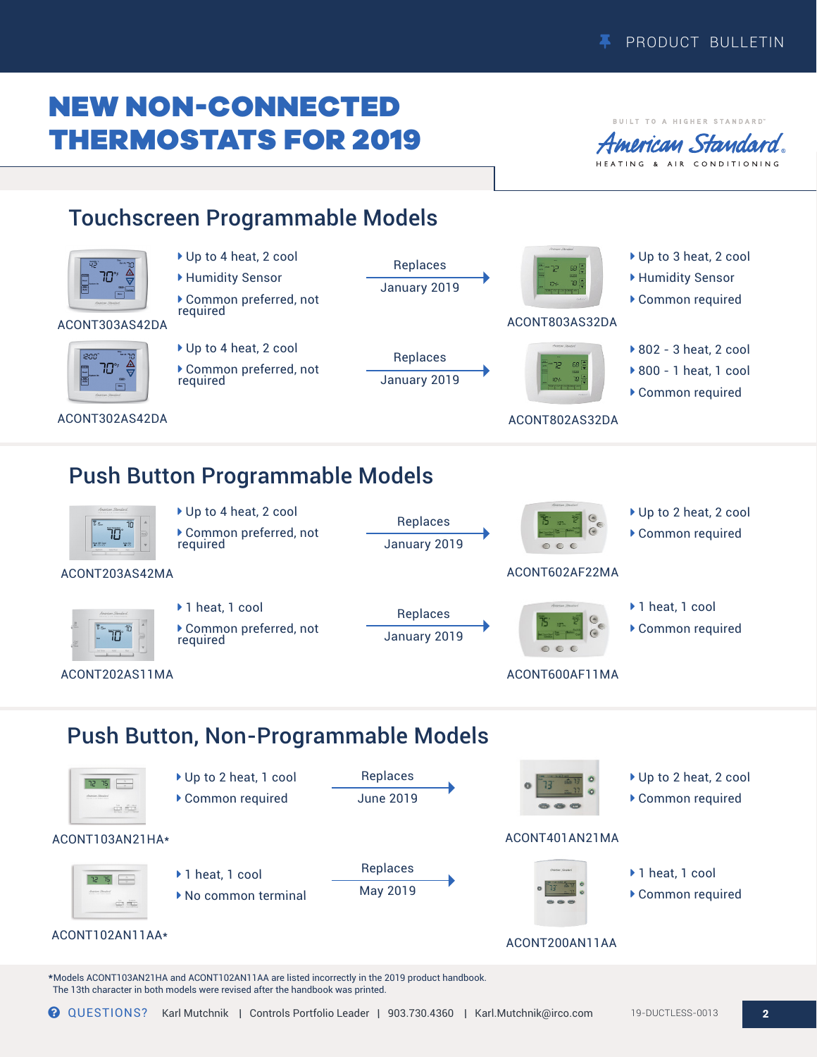PRODUCT BULLETIN

# NEW NON-CONNECTED THERMOSTATS FOR 2019

BUILT TO A HIGHER STANDARD™
American Standard®
HEATING & AIR CONDITIONING

## Touchscreen Programmable Models

**ACONT303AS42DA**
- Up to 4 heat, 2 cool
- Humidity Sensor
- Common preferred, not required

Replaces January 2019 →

**ACONT803AS32DA**
- Up to 3 heat, 2 cool
- Humidity Sensor
- Common required

**ACONT302AS42DA**
- Up to 4 heat, 2 cool
- Common preferred, not required

Replaces January 2019 →

**ACONT802AS32DA**
- 802 - 3 heat, 2 cool
- 800 - 1 heat, 1 cool
- Common required

## Push Button Programmable Models

**ACONT203AS42MA**
- Up to 4 heat, 2 cool
- Common preferred, not required

Replaces January 2019 →

**ACONT602AF22MA**
- Up to 2 heat, 2 cool
- Common required

**ACONT202AS11MA**
- 1 heat, 1 cool
- Common preferred, not required

Replaces January 2019 →

**ACONT600AF11MA**
- 1 heat, 1 cool
- Common required

## Push Button, Non-Programmable Models

**ACONT103AN21HA***
- Up to 2 heat, 1 cool
- Common required

Replaces June 2019 →

**ACONT401AN21MA**
- Up to 2 heat, 2 cool
- Common required

**ACONT102AN11AA***
- 1 heat, 1 cool
- No common terminal

Replaces May 2019 →

**ACONT200AN11AA**
- 1 heat, 1 cool
- Common required

*Models ACONT103AN21HA and ACONT102AN11AA are listed incorrectly in the 2019 product handbook. The 13th character in both models were revised after the handbook was printed.

QUESTIONS? Karl Mutchnik | Controls Portfolio Leader | 903.730.4360 | Karl.Mutchnik@irco.com

19-DUCTLESS-0013